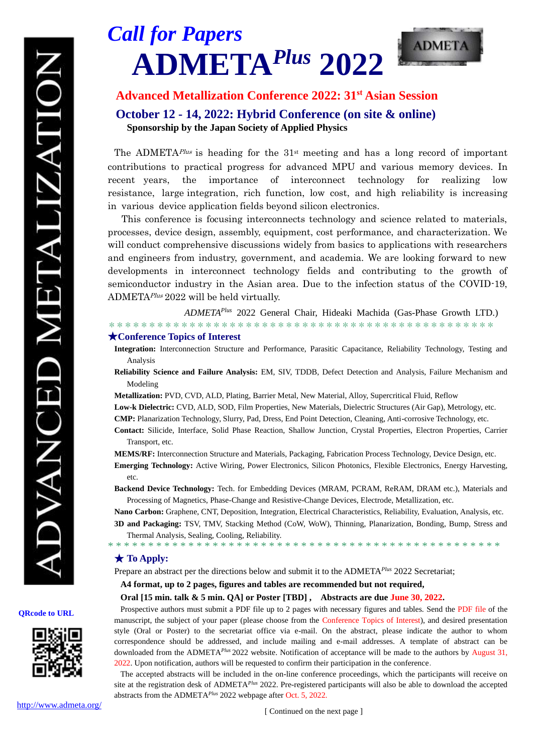ADVANCED METALIZATION

# *Call for Papers*

# ADMETA*Plus* 2022

ADMETA

## Advanced Metallization Conference 2022: 31st Asian Session

## October 12 - 14, 2022: Hybrid Conference (on site & online)

**Sponsorship by the Japan Society of Applied Physics**

The ADMETA*Plus* is heading for the 31st meeting and has a long record of important contributions to practical progress for advanced MPU and various memory devices. In recent years, the importance of interconnect technology for realizing low resistance, large integration, rich function, low cost, and high reliability is increasing in various device application fields beyond silicon electronics.

This conference is focusing interconnects technology and science related to materials, processes, device design, assembly, equipment, cost performance, and characterization. We will conduct comprehensive discussions widely from basics to applications with researchers and engineers from industry, government, and academia. We are looking forward to new developments in interconnect technology fields and contributing to the growth of semiconductor industry in the Asian area. Due to the infection status of the COVID-19, ADMETA*Plus* 2022 will be held virtually.

*ADMETA*Plus* 2022 General Chair, Hideaki Machida (Gas-Phase Growth LTD.)

\* \* \* \* \* \* \* \* \* \* \* \* \* \* \* \* \* \* \* \* \* \* \* \* \* \* \* \* \* \* \* \* \* \* \* \* \* \* \* \* \* \* \* \* \* \* \* \*

### ★Conference Topics of Interest

**Integration:** Interconnection Structure and Performance, Parasitic Capacitance, Reliability Technology, Testing and Analysis

**Reliability Science and Failure Analysis:** EM, SIV, TDDB, Defect Detection and Analysis, Failure Mechanism and Modeling

**Metallization:** PVD, CVD, ALD, Plating, Barrier Metal, New Material, Alloy, Supercritical Fluid, Reflow

**Low-k Dielectric:** CVD, ALD, SOD, Film Properties, New Materials, Dielectric Structures (Air Gap), Metrology, etc.

**CMP:** Planarization Technology, Slurry, Pad, Dress, End Point Detection, Cleaning, Anti-corrosive Technology, etc.

**Contact:** Silicide, Interface, Solid Phase Reaction, Shallow Junction, Crystal Properties, Electron Properties, Carrier Transport, etc.

**MEMS/RF:** Interconnection Structure and Materials, Packaging, Fabrication Process Technology, Device Design, etc.

**Emerging Technology:** Active Wiring, Power Electronics, Silicon Photonics, Flexible Electronics, Energy Harvesting, etc.

**Backend Device Technology:** Tech. for Embedding Devices (MRAM, PCRAM, ReRAM, DRAM etc.), Materials and Processing of Magnetics, Phase-Change and Resistive-Change Devices, Electrode, Metallization, etc.

**Nano Carbon:** Graphene, CNT, Deposition, Integration, Electrical Characteristics, Reliability, Evaluation, Analysis, etc.

**3D and Packaging:** TSV, TMV, Stacking Method (CoW, WoW), Thinning, Planarization, Bonding, Bump, Stress and Thermal Analysis, Sealing, Cooling, Reliability.

\* \* \* \* \* \* \* \* \* \* \* \* \* \* \* \* \* \* \* \* \* \* \* \* \* \* \* \* \* \* \* \* \* \* \* \* \* \* \* \* \* \* \* \* \* \* \* \* \* \*

### ★ To Apply:

Prepare an abstract per the directions below and submit it to the ADMETA*Plus* 2022 Secretariat;

**A4 format, up to 2 pages, figures and tables are recommended but not required,**

**Oral [15 min. talk & 5 min. QA] or Poster [TBD] , Abstracts are due June 30, 2022.**

Prospective authors must submit a PDF file up to 2 pages with necessary figures and tables. Send the PDF file of the manuscript, the subject of your paper (please choose from the Conference Topics of Interest), and desired presentation style (Oral or Poster) to the secretariat office via e-mail. On the abstract, please indicate the author to whom correspondence should be addressed, and include mailing and e-mail addresses. A template of abstract can be downloaded from the ADMETA*Plus* 2022 website. Notification of acceptance will be made to the authors by August 31, 2022. Upon notification, authors will be requested to confirm their participation in the conference.

The accepted abstracts will be included in the on-line conference proceedings, which the participants will receive on site at the registration desk of ADMETA*Plus* 2022. Pre-registered participants will also be able to download the accepted abstracts from the ADMETA*Plus* 2022 webpage after Oct. 5, 2022.

QRcode to URL

http://www.admeta.org/

[ Continued on the next page ]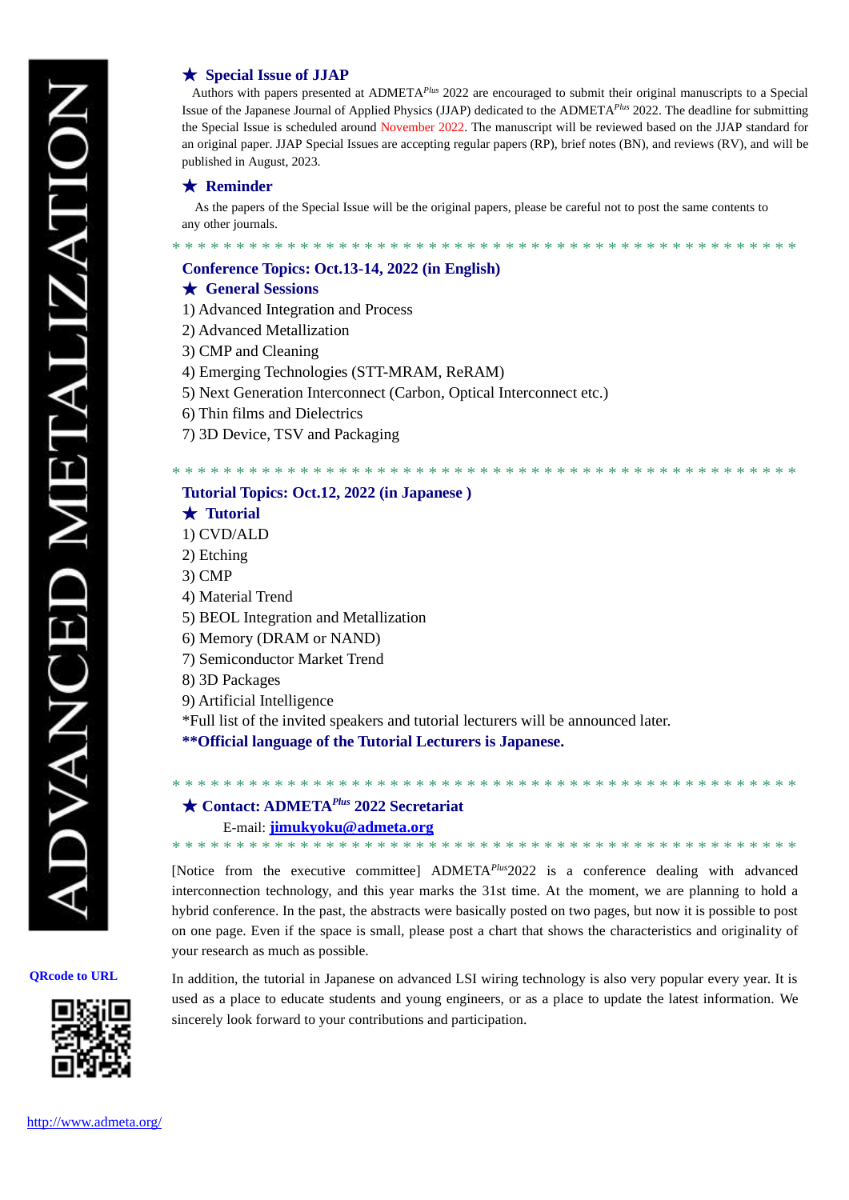ADVANCED METALIZATION

### ★ Special Issue of JJAP

Authors with papers presented at ADMETA*Plus* 2022 are encouraged to submit their original manuscripts to a Special Issue of the Japanese Journal of Applied Physics (JJAP) dedicated to the ADMETA*Plus* 2022. The deadline for submitting the Special Issue is scheduled around November 2022. The manuscript will be reviewed based on the JJAP standard for an original paper. JJAP Special Issues are accepting regular papers (RP), brief notes (BN), and reviews (RV), and will be published in August, 2023.

### ★ Reminder

As the papers of the Special Issue will be the original papers, please be careful not to post the same contents to any other journals.

\* \* \* \* \* \* \* \* \* \* \* \* \* \* \* \* \* \* \* \* \* \* \* \* \* \* \* \* \* \* \* \* \* \* \* \* \* \* \* \* \* \* \* \* \* \* \* \* \* \*

## Conference Topics: Oct.13-14, 2022 (in English)

### ★ General Sessions

1) Advanced Integration and Process
2) Advanced Metallization
3) CMP and Cleaning
4) Emerging Technologies (STT-MRAM, ReRAM)
5) Next Generation Interconnect (Carbon, Optical Interconnect etc.)
6) Thin films and Dielectrics
7) 3D Device, TSV and Packaging

\* \* \* \* \* \* \* \* \* \* \* \* \* \* \* \* \* \* \* \* \* \* \* \* \* \* \* \* \* \* \* \* \* \* \* \* \* \* \* \* \* \* \* \* \* \* \* \* \* \*

## Tutorial Topics: Oct.12, 2022 (in Japanese )

### ★ Tutorial

1) CVD/ALD
2) Etching
3) CMP
4) Material Trend
5) BEOL Integration and Metallization
6) Memory (DRAM or NAND)
7) Semiconductor Market Trend
8) 3D Packages
9) Artificial Intelligence

*Full list of the invited speakers and tutorial lecturers will be announced later.

**\*\*Official language of the Tutorial Lecturers is Japanese.**

\* \* \* \* \* \* \* \* \* \* \* \* \* \* \* \* \* \* \* \* \* \* \* \* \* \* \* \* \* \* \* \* \* \* \* \* \* \* \* \* \* \* \* \* \* \* \* \* \* \*

### ★ Contact: ADMETA*Plus* 2022 Secretariat

E-mail: **jimukyoku@admeta.org**

\* \* \* \* \* \* \* \* \* \* \* \* \* \* \* \* \* \* \* \* \* \* \* \* \* \* \* \* \* \* \* \* \* \* \* \* \* \* \* \* \* \* \* \* \* \* \* \* \* \*

[Notice from the executive committee] ADMETA*Plus*2022 is a conference dealing with advanced interconnection technology, and this year marks the 31st time. At the moment, we are planning to hold a hybrid conference. In the past, the abstracts were basically posted on two pages, but now it is possible to post on one page. Even if the space is small, please post a chart that shows the characteristics and originality of your research as much as possible.

In addition, the tutorial in Japanese on advanced LSI wiring technology is also very popular every year. It is used as a place to educate students and young engineers, or as a place to update the latest information. We sincerely look forward to your contributions and participation.

**QRcode to URL**

http://www.admeta.org/